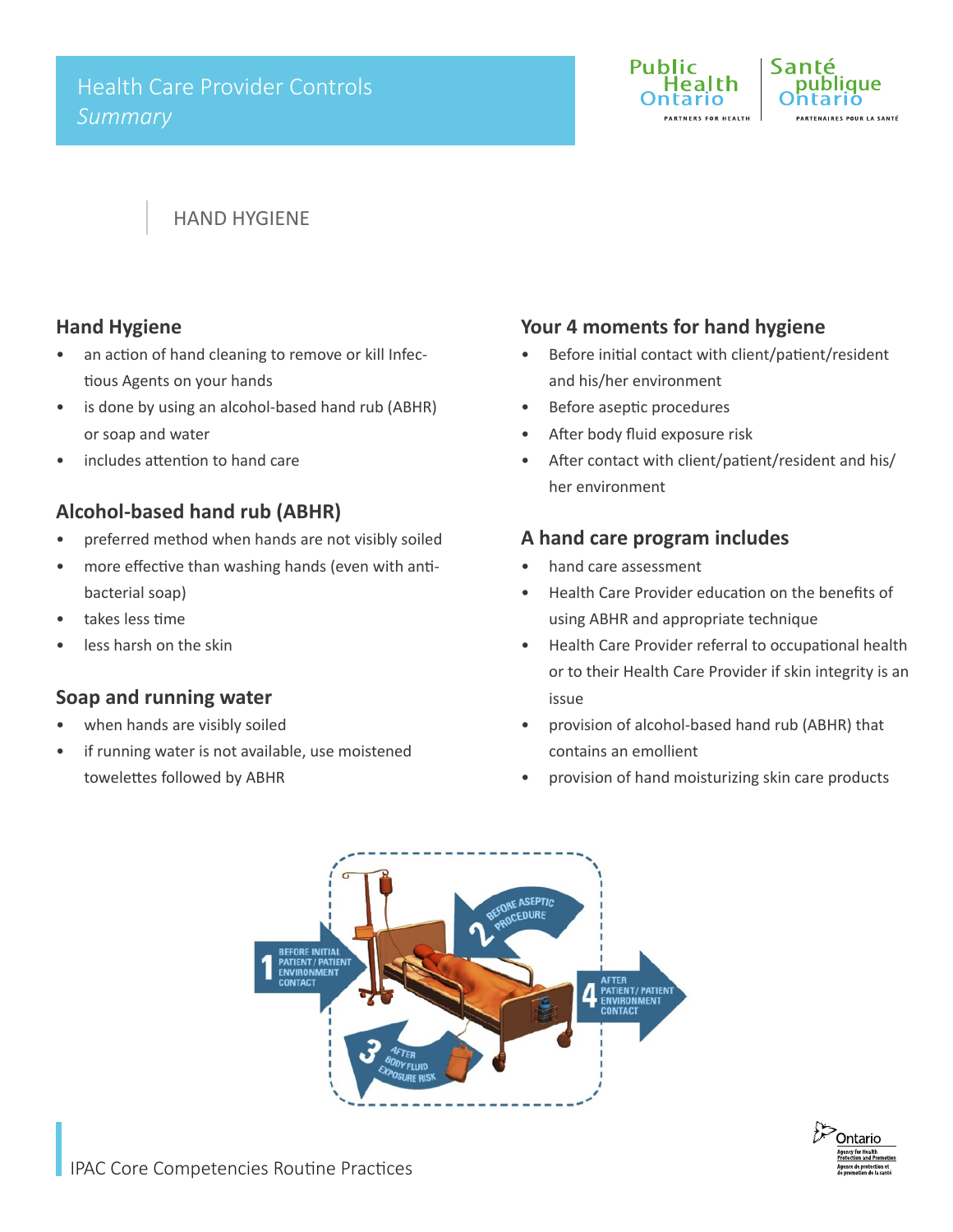# Health Care Provider Controls

*Summary*

## HAND HYGIENE

### Hand Hygiene

- an action of hand cleaning to remove or kill Infectious Agents on your hands
- is done by using an alcohol-based hand rub (ABHR) or soap and water
- includes attention to hand care

### Alcohol-based hand rub (ABHR)

- preferred method when hands are not visibly soiled
- more effective than washing hands (even with anti-bacterial soap)
- takes less time
- less harsh on the skin

### Soap and running water

- when hands are visibly soiled
- if running water is not available, use moistened towelettes followed by ABHR

### Your 4 moments for hand hygiene

- Before initial contact with client/patient/resident and his/her environment
- Before aseptic procedures
- After body fluid exposure risk
- After contact with client/patient/resident and his/her environment

### A hand care program includes

- hand care assessment
- Health Care Provider education on the benefits of using ABHR and appropriate technique
- Health Care Provider referral to occupational health or to their Health Care Provider if skin integrity is an issue
- provision of alcohol-based hand rub (ABHR) that contains an emollient
- provision of hand moisturizing skin care products

1 BEFORE INITIAL PATIENT / PATIENT ENVIRONMENT CONTACT

2 BEFORE ASEPTIC PROCEDURE

3 AFTER BODY FLUID EXPOSURE RISK

4 AFTER PATIENT/ PATIENT ENVIRONMENT CONTACT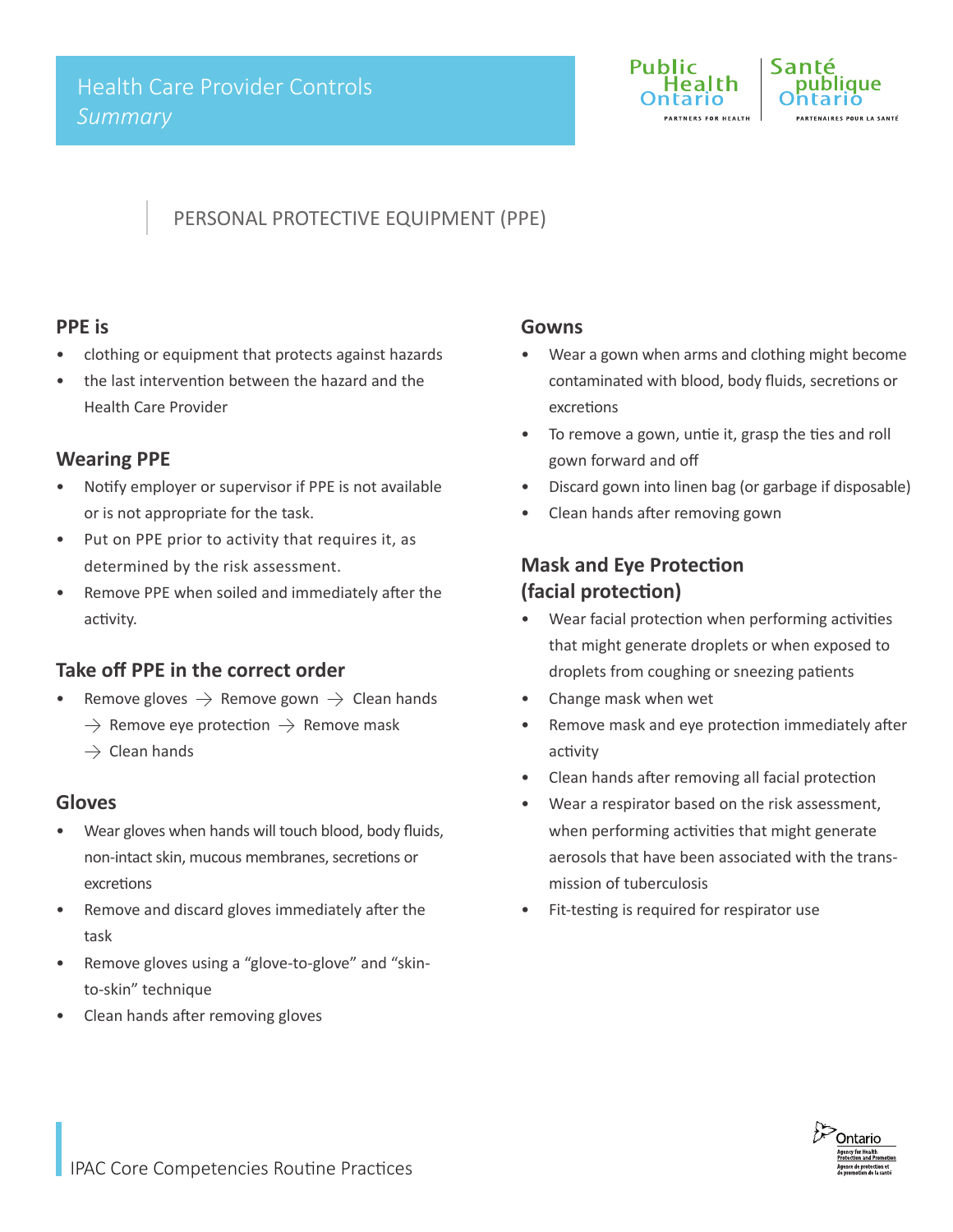# Health Care Provider Controls

*Summary*

## PERSONAL PROTECTIVE EQUIPMENT (PPE)

### PPE is

- clothing or equipment that protects against hazards
- the last intervention between the hazard and the Health Care Provider

### Wearing PPE

- Notify employer or supervisor if PPE is not available or is not appropriate for the task.
- Put on PPE prior to activity that requires it, as determined by the risk assessment.
- Remove PPE when soiled and immediately after the activity.

### Take off PPE in the correct order

- Remove gloves → Remove gown → Clean hands → Remove eye protection → Remove mask → Clean hands

### Gloves

- Wear gloves when hands will touch blood, body fluids, non-intact skin, mucous membranes, secretions or excretions
- Remove and discard gloves immediately after the task
- Remove gloves using a "glove-to-glove" and "skin-to-skin" technique
- Clean hands after removing gloves

### Gowns

- Wear a gown when arms and clothing might become contaminated with blood, body fluids, secretions or excretions
- To remove a gown, untie it, grasp the ties and roll gown forward and off
- Discard gown into linen bag (or garbage if disposable)
- Clean hands after removing gown

### Mask and Eye Protection (facial protection)

- Wear facial protection when performing activities that might generate droplets or when exposed to droplets from coughing or sneezing patients
- Change mask when wet
- Remove mask and eye protection immediately after activity
- Clean hands after removing all facial protection
- Wear a respirator based on the risk assessment, when performing activities that might generate aerosols that have been associated with the transmission of tuberculosis
- Fit-testing is required for respirator use